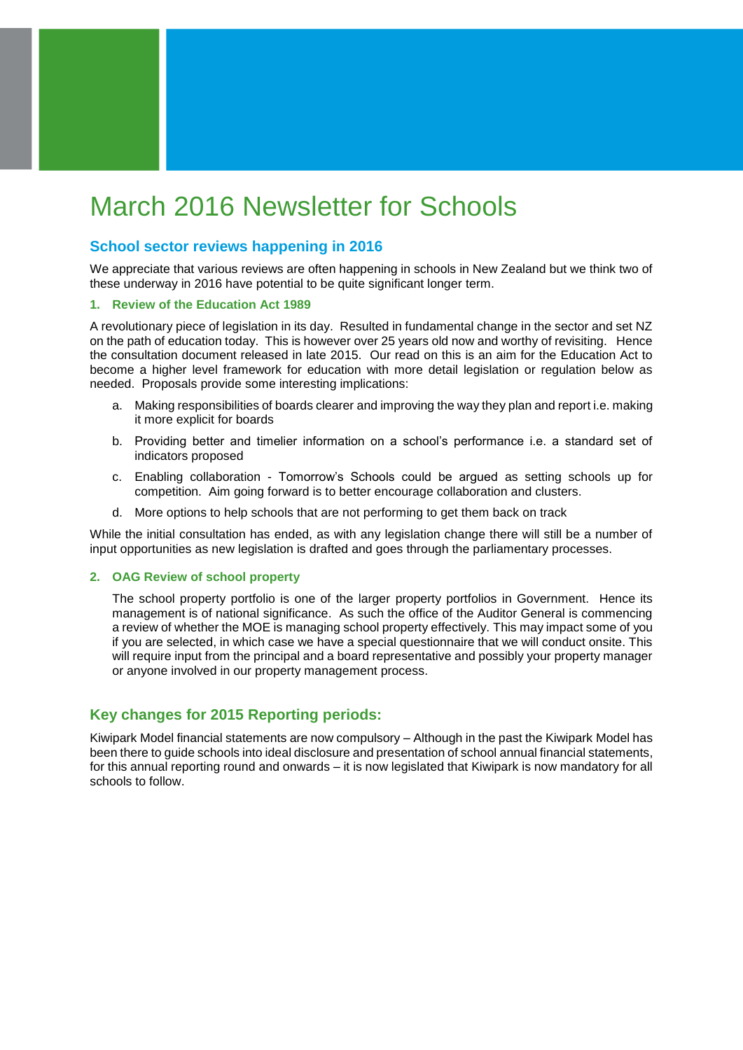# March 2016 Newsletter for Schools

## School sector reviews happening in 2016

We appreciate that various reviews are often happening in schools in New Zealand but we think two of these underway in 2016 have potential to be quite significant longer term.

### 1. Review of the Education Act 1989

A revolutionary piece of legislation in its day. Resulted in fundamental change in the sector and set NZ on the path of education today. This is however over 25 years old now and worthy of revisiting. Hence the consultation document released in late 2015. Our read on this is an aim for the Education Act to become a higher level framework for education with more detail legislation or regulation below as needed. Proposals provide some interesting implications:

a. Making responsibilities of boards clearer and improving the way they plan and report i.e. making it more explicit for boards

b. Providing better and timelier information on a school's performance i.e. a standard set of indicators proposed

c. Enabling collaboration - Tomorrow's Schools could be argued as setting schools up for competition. Aim going forward is to better encourage collaboration and clusters.

d. More options to help schools that are not performing to get them back on track

While the initial consultation has ended, as with any legislation change there will still be a number of input opportunities as new legislation is drafted and goes through the parliamentary processes.

### 2. OAG Review of school property

The school property portfolio is one of the larger property portfolios in Government. Hence its management is of national significance. As such the office of the Auditor General is commencing a review of whether the MOE is managing school property effectively. This may impact some of you if you are selected, in which case we have a special questionnaire that we will conduct onsite. This will require input from the principal and a board representative and possibly your property manager or anyone involved in our property management process.

## Key changes for 2015 Reporting periods:

Kiwipark Model financial statements are now compulsory – Although in the past the Kiwipark Model has been there to guide schools into ideal disclosure and presentation of school annual financial statements, for this annual reporting round and onwards – it is now legislated that Kiwipark is now mandatory for all schools to follow.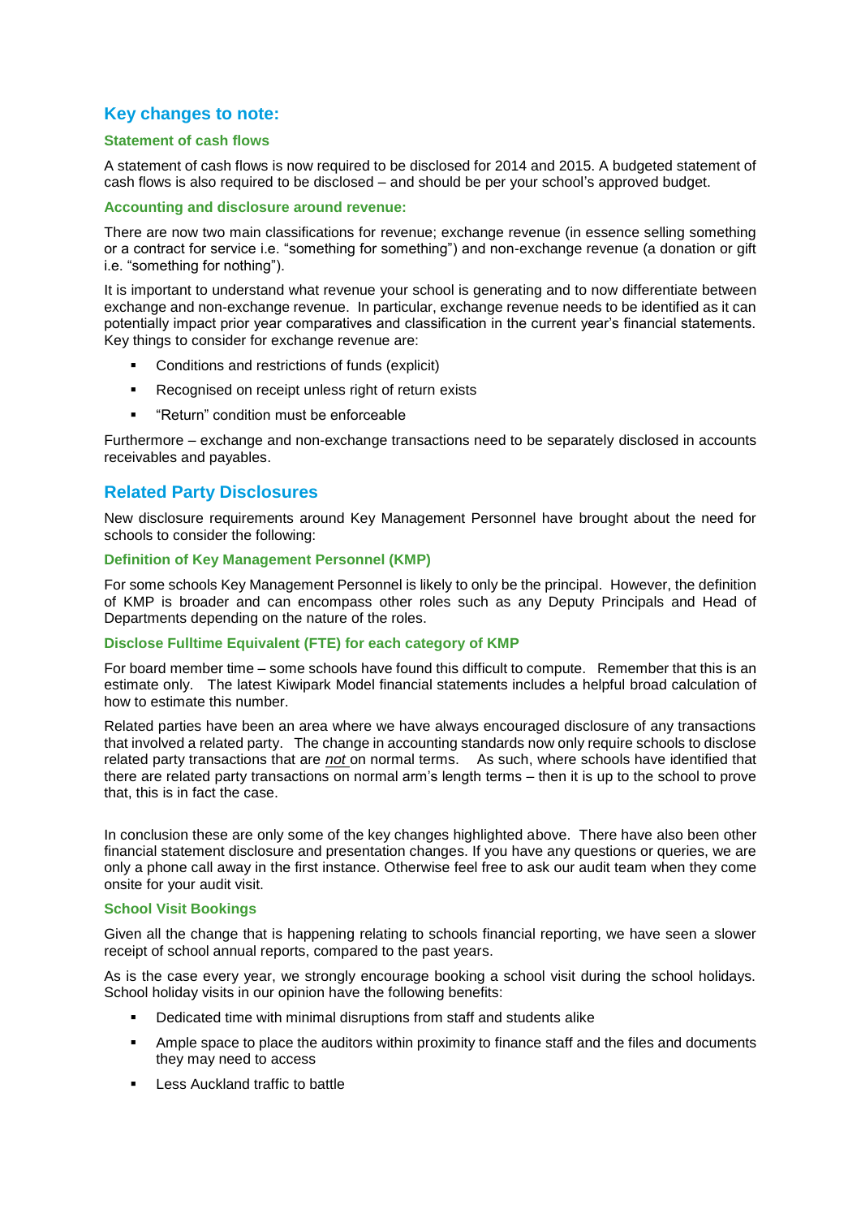## Key changes to note:

### Statement of cash flows

A statement of cash flows is now required to be disclosed for 2014 and 2015. A budgeted statement of cash flows is also required to be disclosed – and should be per your school's approved budget.

### Accounting and disclosure around revenue:

There are now two main classifications for revenue; exchange revenue (in essence selling something or a contract for service i.e. "something for something") and non-exchange revenue (a donation or gift i.e. "something for nothing").

It is important to understand what revenue your school is generating and to now differentiate between exchange and non-exchange revenue. In particular, exchange revenue needs to be identified as it can potentially impact prior year comparatives and classification in the current year's financial statements. Key things to consider for exchange revenue are:

- Conditions and restrictions of funds (explicit)
- Recognised on receipt unless right of return exists
- "Return" condition must be enforceable

Furthermore – exchange and non-exchange transactions need to be separately disclosed in accounts receivables and payables.

## Related Party Disclosures

New disclosure requirements around Key Management Personnel have brought about the need for schools to consider the following:

### Definition of Key Management Personnel (KMP)

For some schools Key Management Personnel is likely to only be the principal. However, the definition of KMP is broader and can encompass other roles such as any Deputy Principals and Head of Departments depending on the nature of the roles.

### Disclose Fulltime Equivalent (FTE) for each category of KMP

For board member time – some schools have found this difficult to compute. Remember that this is an estimate only. The latest Kiwipark Model financial statements includes a helpful broad calculation of how to estimate this number.

Related parties have been an area where we have always encouraged disclosure of any transactions that involved a related party. The change in accounting standards now only require schools to disclose related party transactions that are ***not*** on normal terms. As such, where schools have identified that there are related party transactions on normal arm's length terms – then it is up to the school to prove that, this is in fact the case.

In conclusion these are only some of the key changes highlighted above. There have also been other financial statement disclosure and presentation changes. If you have any questions or queries, we are only a phone call away in the first instance. Otherwise feel free to ask our audit team when they come onsite for your audit visit.

### School Visit Bookings

Given all the change that is happening relating to schools financial reporting, we have seen a slower receipt of school annual reports, compared to the past years.

As is the case every year, we strongly encourage booking a school visit during the school holidays. School holiday visits in our opinion have the following benefits:

- Dedicated time with minimal disruptions from staff and students alike
- Ample space to place the auditors within proximity to finance staff and the files and documents they may need to access
- Less Auckland traffic to battle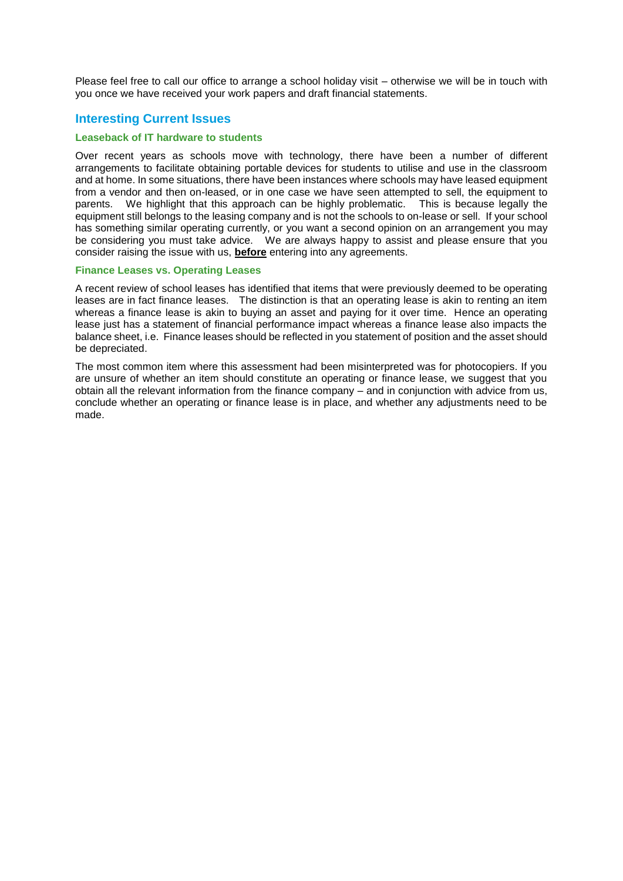Please feel free to call our office to arrange a school holiday visit – otherwise we will be in touch with you once we have received your work papers and draft financial statements.

## Interesting Current Issues

### Leaseback of IT hardware to students

Over recent years as schools move with technology, there have been a number of different arrangements to facilitate obtaining portable devices for students to utilise and use in the classroom and at home. In some situations, there have been instances where schools may have leased equipment from a vendor and then on-leased, or in one case we have seen attempted to sell, the equipment to parents. We highlight that this approach can be highly problematic. This is because legally the equipment still belongs to the leasing company and is not the schools to on-lease or sell. If your school has something similar operating currently, or you want a second opinion on an arrangement you may be considering you must take advice. We are always happy to assist and please ensure that you consider raising the issue with us, **before** entering into any agreements.

### Finance Leases vs. Operating Leases

A recent review of school leases has identified that items that were previously deemed to be operating leases are in fact finance leases. The distinction is that an operating lease is akin to renting an item whereas a finance lease is akin to buying an asset and paying for it over time. Hence an operating lease just has a statement of financial performance impact whereas a finance lease also impacts the balance sheet, i.e. Finance leases should be reflected in you statement of position and the asset should be depreciated.

The most common item where this assessment had been misinterpreted was for photocopiers. If you are unsure of whether an item should constitute an operating or finance lease, we suggest that you obtain all the relevant information from the finance company – and in conjunction with advice from us, conclude whether an operating or finance lease is in place, and whether any adjustments need to be made.